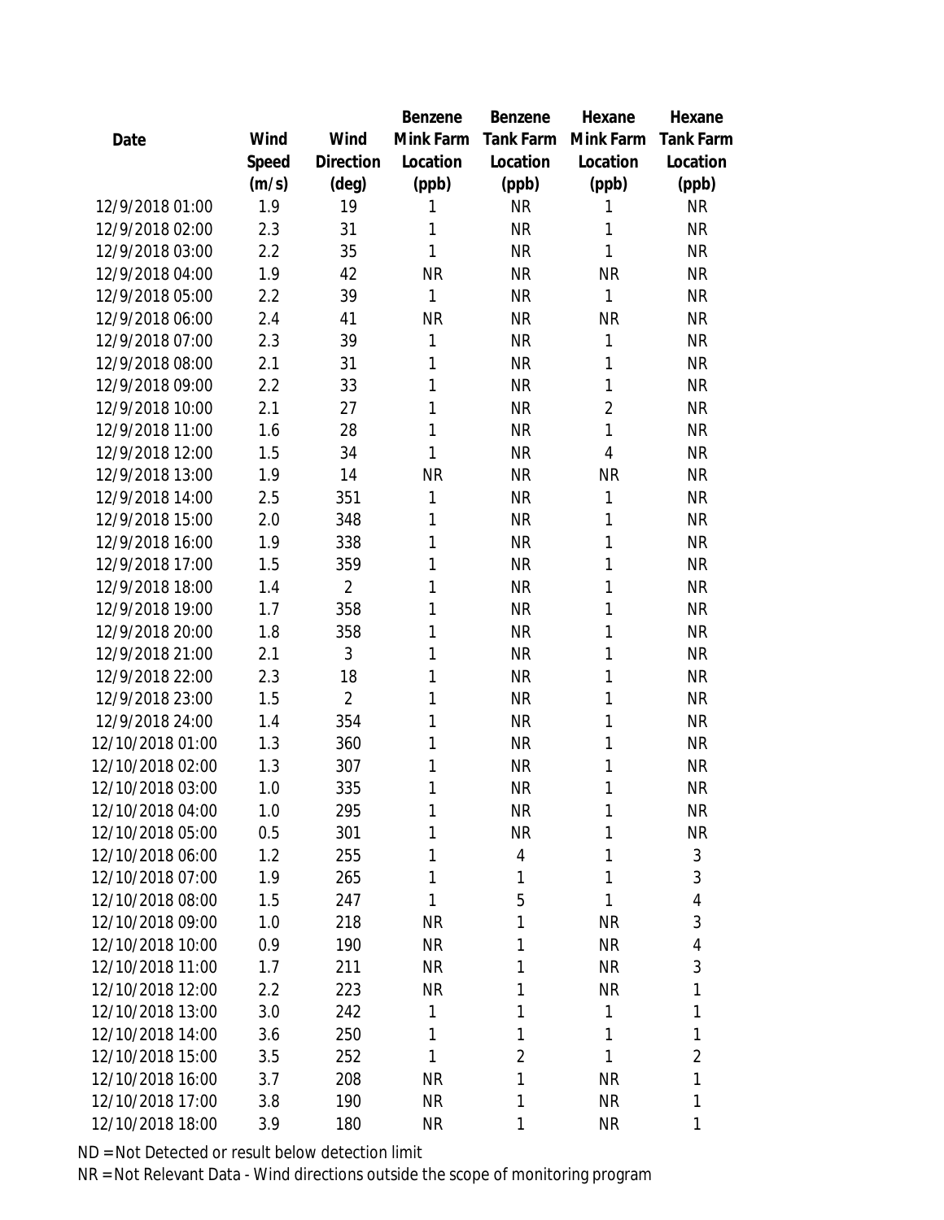| Date | Wind Speed (m/s) | Wind Direction (deg) | Benzene Mink Farm Location (ppb) | Benzene Tank Farm Location (ppb) | Hexane Mink Farm Location (ppb) | Hexane Tank Farm Location (ppb) |
|---|---|---|---|---|---|---|
| 12/9/2018 01:00 | 1.9 | 19 | 1 | NR | 1 | NR |
| 12/9/2018 02:00 | 2.3 | 31 | 1 | NR | 1 | NR |
| 12/9/2018 03:00 | 2.2 | 35 | 1 | NR | 1 | NR |
| 12/9/2018 04:00 | 1.9 | 42 | NR | NR | NR | NR |
| 12/9/2018 05:00 | 2.2 | 39 | 1 | NR | 1 | NR |
| 12/9/2018 06:00 | 2.4 | 41 | NR | NR | NR | NR |
| 12/9/2018 07:00 | 2.3 | 39 | 1 | NR | 1 | NR |
| 12/9/2018 08:00 | 2.1 | 31 | 1 | NR | 1 | NR |
| 12/9/2018 09:00 | 2.2 | 33 | 1 | NR | 1 | NR |
| 12/9/2018 10:00 | 2.1 | 27 | 1 | NR | 2 | NR |
| 12/9/2018 11:00 | 1.6 | 28 | 1 | NR | 1 | NR |
| 12/9/2018 12:00 | 1.5 | 34 | 1 | NR | 4 | NR |
| 12/9/2018 13:00 | 1.9 | 14 | NR | NR | NR | NR |
| 12/9/2018 14:00 | 2.5 | 351 | 1 | NR | 1 | NR |
| 12/9/2018 15:00 | 2.0 | 348 | 1 | NR | 1 | NR |
| 12/9/2018 16:00 | 1.9 | 338 | 1 | NR | 1 | NR |
| 12/9/2018 17:00 | 1.5 | 359 | 1 | NR | 1 | NR |
| 12/9/2018 18:00 | 1.4 | 2 | 1 | NR | 1 | NR |
| 12/9/2018 19:00 | 1.7 | 358 | 1 | NR | 1 | NR |
| 12/9/2018 20:00 | 1.8 | 358 | 1 | NR | 1 | NR |
| 12/9/2018 21:00 | 2.1 | 3 | 1 | NR | 1 | NR |
| 12/9/2018 22:00 | 2.3 | 18 | 1 | NR | 1 | NR |
| 12/9/2018 23:00 | 1.5 | 2 | 1 | NR | 1 | NR |
| 12/9/2018 24:00 | 1.4 | 354 | 1 | NR | 1 | NR |
| 12/10/2018 01:00 | 1.3 | 360 | 1 | NR | 1 | NR |
| 12/10/2018 02:00 | 1.3 | 307 | 1 | NR | 1 | NR |
| 12/10/2018 03:00 | 1.0 | 335 | 1 | NR | 1 | NR |
| 12/10/2018 04:00 | 1.0 | 295 | 1 | NR | 1 | NR |
| 12/10/2018 05:00 | 0.5 | 301 | 1 | NR | 1 | NR |
| 12/10/2018 06:00 | 1.2 | 255 | 1 | 4 | 1 | 3 |
| 12/10/2018 07:00 | 1.9 | 265 | 1 | 1 | 1 | 3 |
| 12/10/2018 08:00 | 1.5 | 247 | 1 | 5 | 1 | 4 |
| 12/10/2018 09:00 | 1.0 | 218 | NR | 1 | NR | 3 |
| 12/10/2018 10:00 | 0.9 | 190 | NR | 1 | NR | 4 |
| 12/10/2018 11:00 | 1.7 | 211 | NR | 1 | NR | 3 |
| 12/10/2018 12:00 | 2.2 | 223 | NR | 1 | NR | 1 |
| 12/10/2018 13:00 | 3.0 | 242 | 1 | 1 | 1 | 1 |
| 12/10/2018 14:00 | 3.6 | 250 | 1 | 1 | 1 | 1 |
| 12/10/2018 15:00 | 3.5 | 252 | 1 | 2 | 1 | 2 |
| 12/10/2018 16:00 | 3.7 | 208 | NR | 1 | NR | 1 |
| 12/10/2018 17:00 | 3.8 | 190 | NR | 1 | NR | 1 |
| 12/10/2018 18:00 | 3.9 | 180 | NR | 1 | NR | 1 |

ND = Not Detected or result below detection limit

NR = Not Relevant Data - Wind directions outside the scope of monitoring program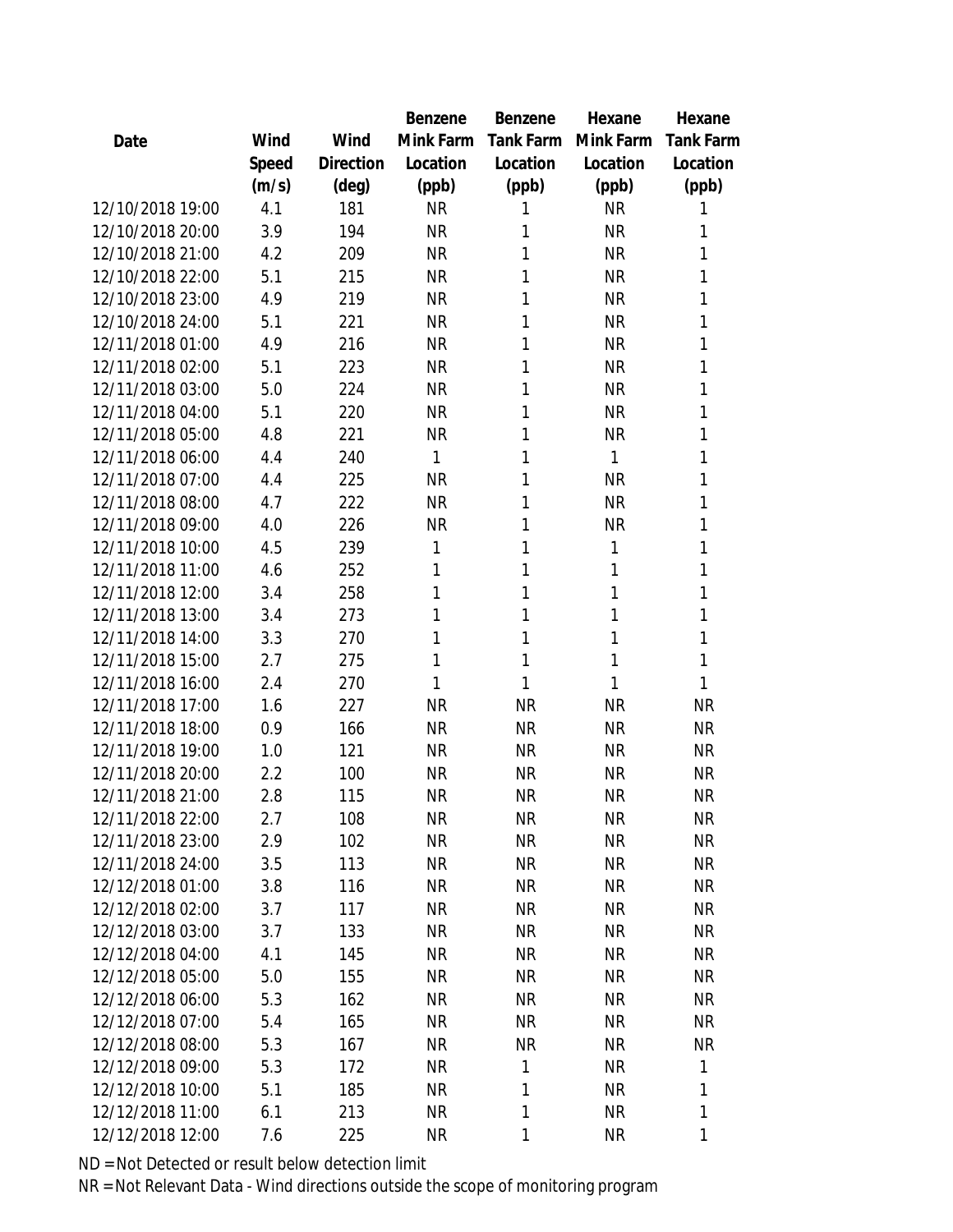| Date | Wind Speed (m/s) | Wind Direction (deg) | Benzene Mink Farm Location (ppb) | Benzene Tank Farm Location (ppb) | Hexane Mink Farm Location (ppb) | Hexane Tank Farm Location (ppb) |
|---|---|---|---|---|---|---|
| 12/10/2018 19:00 | 4.1 | 181 | NR | 1 | NR | 1 |
| 12/10/2018 20:00 | 3.9 | 194 | NR | 1 | NR | 1 |
| 12/10/2018 21:00 | 4.2 | 209 | NR | 1 | NR | 1 |
| 12/10/2018 22:00 | 5.1 | 215 | NR | 1 | NR | 1 |
| 12/10/2018 23:00 | 4.9 | 219 | NR | 1 | NR | 1 |
| 12/10/2018 24:00 | 5.1 | 221 | NR | 1 | NR | 1 |
| 12/11/2018 01:00 | 4.9 | 216 | NR | 1 | NR | 1 |
| 12/11/2018 02:00 | 5.1 | 223 | NR | 1 | NR | 1 |
| 12/11/2018 03:00 | 5.0 | 224 | NR | 1 | NR | 1 |
| 12/11/2018 04:00 | 5.1 | 220 | NR | 1 | NR | 1 |
| 12/11/2018 05:00 | 4.8 | 221 | NR | 1 | NR | 1 |
| 12/11/2018 06:00 | 4.4 | 240 | 1 | 1 | 1 | 1 |
| 12/11/2018 07:00 | 4.4 | 225 | NR | 1 | NR | 1 |
| 12/11/2018 08:00 | 4.7 | 222 | NR | 1 | NR | 1 |
| 12/11/2018 09:00 | 4.0 | 226 | NR | 1 | NR | 1 |
| 12/11/2018 10:00 | 4.5 | 239 | 1 | 1 | 1 | 1 |
| 12/11/2018 11:00 | 4.6 | 252 | 1 | 1 | 1 | 1 |
| 12/11/2018 12:00 | 3.4 | 258 | 1 | 1 | 1 | 1 |
| 12/11/2018 13:00 | 3.4 | 273 | 1 | 1 | 1 | 1 |
| 12/11/2018 14:00 | 3.3 | 270 | 1 | 1 | 1 | 1 |
| 12/11/2018 15:00 | 2.7 | 275 | 1 | 1 | 1 | 1 |
| 12/11/2018 16:00 | 2.4 | 270 | 1 | 1 | 1 | 1 |
| 12/11/2018 17:00 | 1.6 | 227 | NR | NR | NR | NR |
| 12/11/2018 18:00 | 0.9 | 166 | NR | NR | NR | NR |
| 12/11/2018 19:00 | 1.0 | 121 | NR | NR | NR | NR |
| 12/11/2018 20:00 | 2.2 | 100 | NR | NR | NR | NR |
| 12/11/2018 21:00 | 2.8 | 115 | NR | NR | NR | NR |
| 12/11/2018 22:00 | 2.7 | 108 | NR | NR | NR | NR |
| 12/11/2018 23:00 | 2.9 | 102 | NR | NR | NR | NR |
| 12/11/2018 24:00 | 3.5 | 113 | NR | NR | NR | NR |
| 12/12/2018 01:00 | 3.8 | 116 | NR | NR | NR | NR |
| 12/12/2018 02:00 | 3.7 | 117 | NR | NR | NR | NR |
| 12/12/2018 03:00 | 3.7 | 133 | NR | NR | NR | NR |
| 12/12/2018 04:00 | 4.1 | 145 | NR | NR | NR | NR |
| 12/12/2018 05:00 | 5.0 | 155 | NR | NR | NR | NR |
| 12/12/2018 06:00 | 5.3 | 162 | NR | NR | NR | NR |
| 12/12/2018 07:00 | 5.4 | 165 | NR | NR | NR | NR |
| 12/12/2018 08:00 | 5.3 | 167 | NR | NR | NR | NR |
| 12/12/2018 09:00 | 5.3 | 172 | NR | 1 | NR | 1 |
| 12/12/2018 10:00 | 5.1 | 185 | NR | 1 | NR | 1 |
| 12/12/2018 11:00 | 6.1 | 213 | NR | 1 | NR | 1 |
| 12/12/2018 12:00 | 7.6 | 225 | NR | 1 | NR | 1 |

ND = Not Detected or result below detection limit

NR = Not Relevant Data - Wind directions outside the scope of monitoring program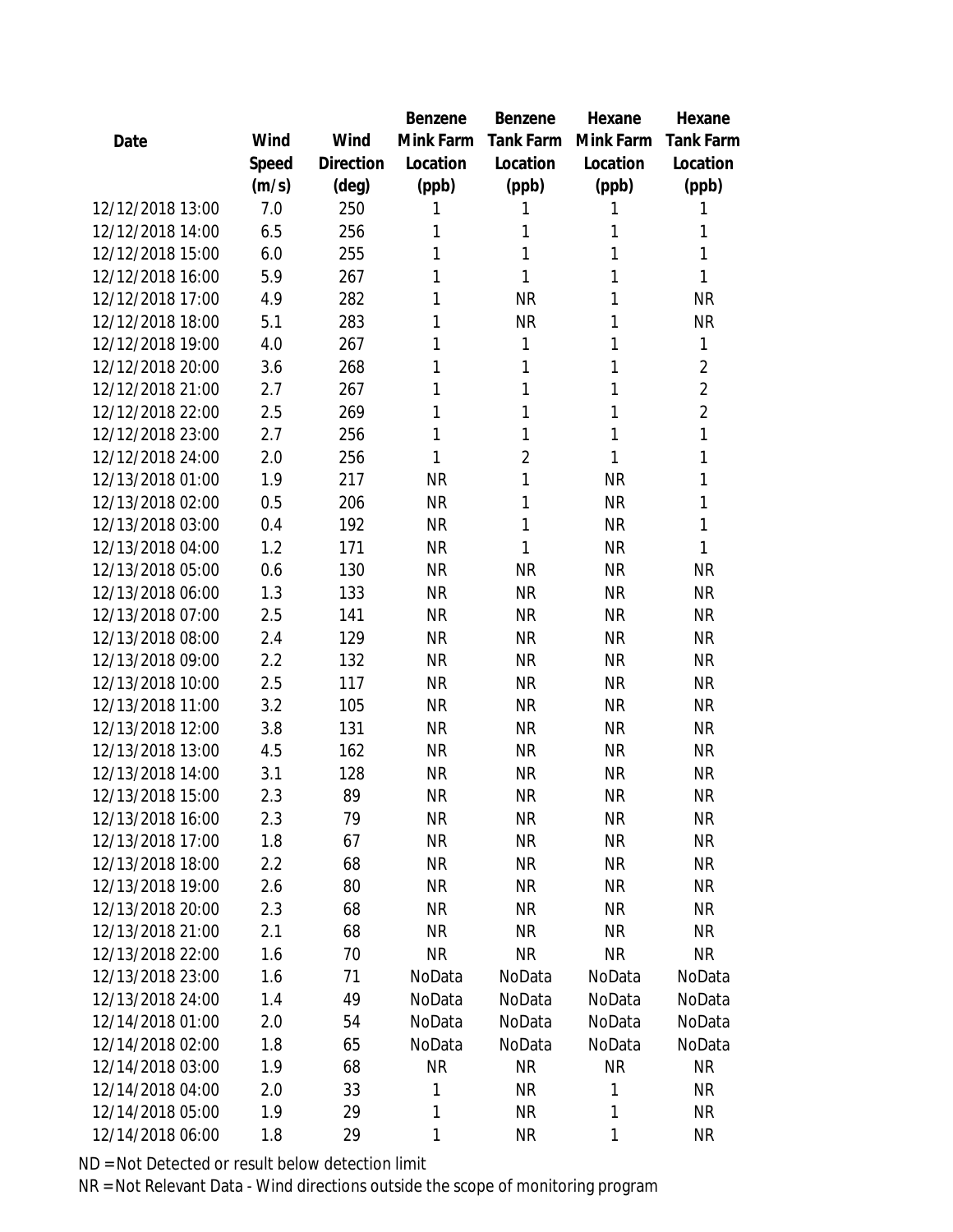| Date | Wind Speed (m/s) | Wind Direction (deg) | Benzene Mink Farm Location (ppb) | Benzene Tank Farm Location (ppb) | Hexane Mink Farm Location (ppb) | Hexane Tank Farm Location (ppb) |
|---|---|---|---|---|---|---|
| 12/12/2018 13:00 | 7.0 | 250 | 1 | 1 | 1 | 1 |
| 12/12/2018 14:00 | 6.5 | 256 | 1 | 1 | 1 | 1 |
| 12/12/2018 15:00 | 6.0 | 255 | 1 | 1 | 1 | 1 |
| 12/12/2018 16:00 | 5.9 | 267 | 1 | 1 | 1 | 1 |
| 12/12/2018 17:00 | 4.9 | 282 | 1 | NR | 1 | NR |
| 12/12/2018 18:00 | 5.1 | 283 | 1 | NR | 1 | NR |
| 12/12/2018 19:00 | 4.0 | 267 | 1 | 1 | 1 | 1 |
| 12/12/2018 20:00 | 3.6 | 268 | 1 | 1 | 1 | 2 |
| 12/12/2018 21:00 | 2.7 | 267 | 1 | 1 | 1 | 2 |
| 12/12/2018 22:00 | 2.5 | 269 | 1 | 1 | 1 | 2 |
| 12/12/2018 23:00 | 2.7 | 256 | 1 | 1 | 1 | 1 |
| 12/12/2018 24:00 | 2.0 | 256 | 1 | 2 | 1 | 1 |
| 12/13/2018 01:00 | 1.9 | 217 | NR | 1 | NR | 1 |
| 12/13/2018 02:00 | 0.5 | 206 | NR | 1 | NR | 1 |
| 12/13/2018 03:00 | 0.4 | 192 | NR | 1 | NR | 1 |
| 12/13/2018 04:00 | 1.2 | 171 | NR | 1 | NR | 1 |
| 12/13/2018 05:00 | 0.6 | 130 | NR | NR | NR | NR |
| 12/13/2018 06:00 | 1.3 | 133 | NR | NR | NR | NR |
| 12/13/2018 07:00 | 2.5 | 141 | NR | NR | NR | NR |
| 12/13/2018 08:00 | 2.4 | 129 | NR | NR | NR | NR |
| 12/13/2018 09:00 | 2.2 | 132 | NR | NR | NR | NR |
| 12/13/2018 10:00 | 2.5 | 117 | NR | NR | NR | NR |
| 12/13/2018 11:00 | 3.2 | 105 | NR | NR | NR | NR |
| 12/13/2018 12:00 | 3.8 | 131 | NR | NR | NR | NR |
| 12/13/2018 13:00 | 4.5 | 162 | NR | NR | NR | NR |
| 12/13/2018 14:00 | 3.1 | 128 | NR | NR | NR | NR |
| 12/13/2018 15:00 | 2.3 | 89 | NR | NR | NR | NR |
| 12/13/2018 16:00 | 2.3 | 79 | NR | NR | NR | NR |
| 12/13/2018 17:00 | 1.8 | 67 | NR | NR | NR | NR |
| 12/13/2018 18:00 | 2.2 | 68 | NR | NR | NR | NR |
| 12/13/2018 19:00 | 2.6 | 80 | NR | NR | NR | NR |
| 12/13/2018 20:00 | 2.3 | 68 | NR | NR | NR | NR |
| 12/13/2018 21:00 | 2.1 | 68 | NR | NR | NR | NR |
| 12/13/2018 22:00 | 1.6 | 70 | NR | NR | NR | NR |
| 12/13/2018 23:00 | 1.6 | 71 | NoData | NoData | NoData | NoData |
| 12/13/2018 24:00 | 1.4 | 49 | NoData | NoData | NoData | NoData |
| 12/14/2018 01:00 | 2.0 | 54 | NoData | NoData | NoData | NoData |
| 12/14/2018 02:00 | 1.8 | 65 | NoData | NoData | NoData | NoData |
| 12/14/2018 03:00 | 1.9 | 68 | NR | NR | NR | NR |
| 12/14/2018 04:00 | 2.0 | 33 | 1 | NR | 1 | NR |
| 12/14/2018 05:00 | 1.9 | 29 | 1 | NR | 1 | NR |
| 12/14/2018 06:00 | 1.8 | 29 | 1 | NR | 1 | NR |

ND = Not Detected or result below detection limit

NR = Not Relevant Data - Wind directions outside the scope of monitoring program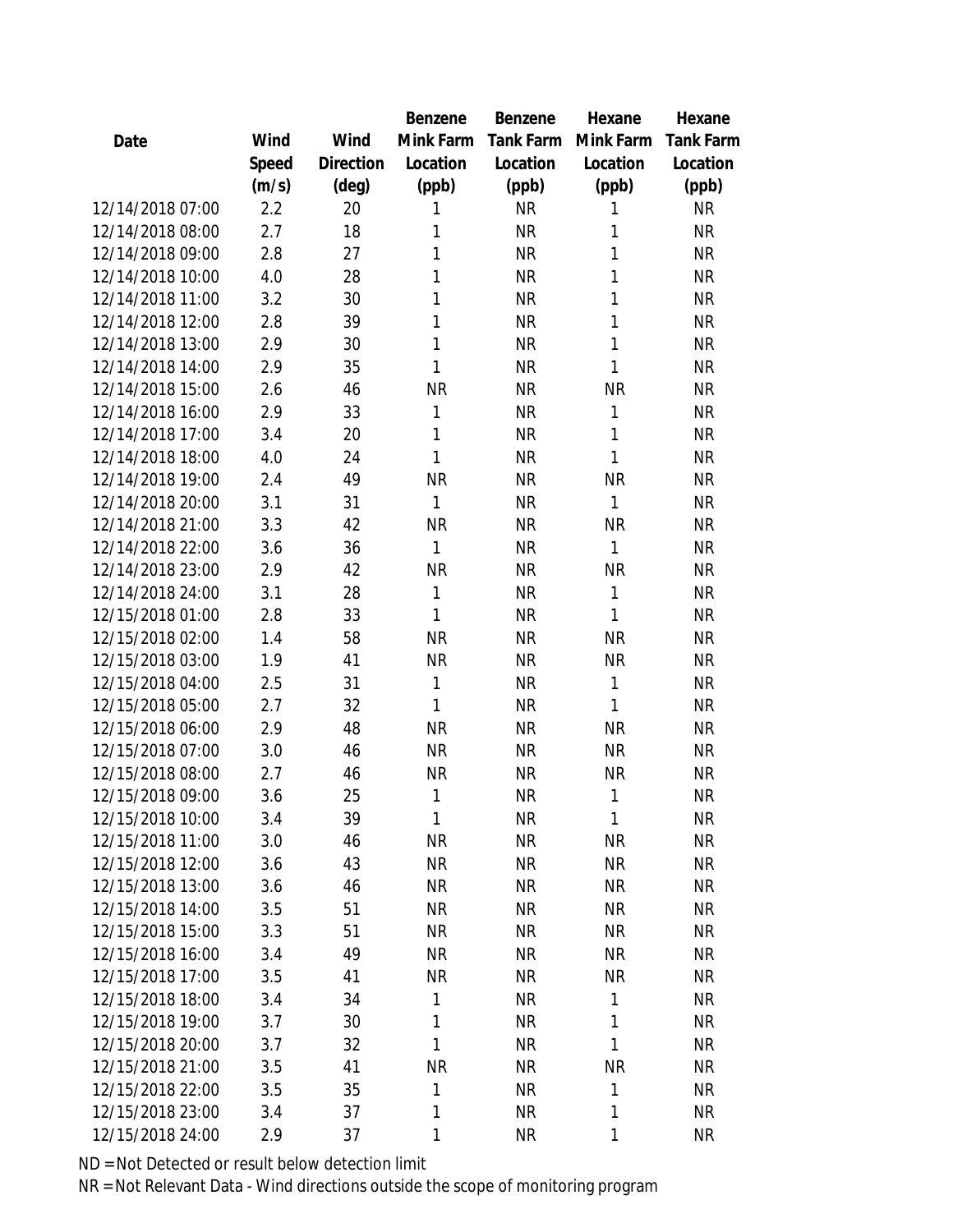| Date | Wind Speed (m/s) | Wind Direction (deg) | Benzene Mink Farm Location (ppb) | Benzene Tank Farm Location (ppb) | Hexane Mink Farm Location (ppb) | Hexane Tank Farm Location (ppb) |
|---|---|---|---|---|---|---|
| 12/14/2018 07:00 | 2.2 | 20 | 1 | NR | 1 | NR |
| 12/14/2018 08:00 | 2.7 | 18 | 1 | NR | 1 | NR |
| 12/14/2018 09:00 | 2.8 | 27 | 1 | NR | 1 | NR |
| 12/14/2018 10:00 | 4.0 | 28 | 1 | NR | 1 | NR |
| 12/14/2018 11:00 | 3.2 | 30 | 1 | NR | 1 | NR |
| 12/14/2018 12:00 | 2.8 | 39 | 1 | NR | 1 | NR |
| 12/14/2018 13:00 | 2.9 | 30 | 1 | NR | 1 | NR |
| 12/14/2018 14:00 | 2.9 | 35 | 1 | NR | 1 | NR |
| 12/14/2018 15:00 | 2.6 | 46 | NR | NR | NR | NR |
| 12/14/2018 16:00 | 2.9 | 33 | 1 | NR | 1 | NR |
| 12/14/2018 17:00 | 3.4 | 20 | 1 | NR | 1 | NR |
| 12/14/2018 18:00 | 4.0 | 24 | 1 | NR | 1 | NR |
| 12/14/2018 19:00 | 2.4 | 49 | NR | NR | NR | NR |
| 12/14/2018 20:00 | 3.1 | 31 | 1 | NR | 1 | NR |
| 12/14/2018 21:00 | 3.3 | 42 | NR | NR | NR | NR |
| 12/14/2018 22:00 | 3.6 | 36 | 1 | NR | 1 | NR |
| 12/14/2018 23:00 | 2.9 | 42 | NR | NR | NR | NR |
| 12/14/2018 24:00 | 3.1 | 28 | 1 | NR | 1 | NR |
| 12/15/2018 01:00 | 2.8 | 33 | 1 | NR | 1 | NR |
| 12/15/2018 02:00 | 1.4 | 58 | NR | NR | NR | NR |
| 12/15/2018 03:00 | 1.9 | 41 | NR | NR | NR | NR |
| 12/15/2018 04:00 | 2.5 | 31 | 1 | NR | 1 | NR |
| 12/15/2018 05:00 | 2.7 | 32 | 1 | NR | 1 | NR |
| 12/15/2018 06:00 | 2.9 | 48 | NR | NR | NR | NR |
| 12/15/2018 07:00 | 3.0 | 46 | NR | NR | NR | NR |
| 12/15/2018 08:00 | 2.7 | 46 | NR | NR | NR | NR |
| 12/15/2018 09:00 | 3.6 | 25 | 1 | NR | 1 | NR |
| 12/15/2018 10:00 | 3.4 | 39 | 1 | NR | 1 | NR |
| 12/15/2018 11:00 | 3.0 | 46 | NR | NR | NR | NR |
| 12/15/2018 12:00 | 3.6 | 43 | NR | NR | NR | NR |
| 12/15/2018 13:00 | 3.6 | 46 | NR | NR | NR | NR |
| 12/15/2018 14:00 | 3.5 | 51 | NR | NR | NR | NR |
| 12/15/2018 15:00 | 3.3 | 51 | NR | NR | NR | NR |
| 12/15/2018 16:00 | 3.4 | 49 | NR | NR | NR | NR |
| 12/15/2018 17:00 | 3.5 | 41 | NR | NR | NR | NR |
| 12/15/2018 18:00 | 3.4 | 34 | 1 | NR | 1 | NR |
| 12/15/2018 19:00 | 3.7 | 30 | 1 | NR | 1 | NR |
| 12/15/2018 20:00 | 3.7 | 32 | 1 | NR | 1 | NR |
| 12/15/2018 21:00 | 3.5 | 41 | NR | NR | NR | NR |
| 12/15/2018 22:00 | 3.5 | 35 | 1 | NR | 1 | NR |
| 12/15/2018 23:00 | 3.4 | 37 | 1 | NR | 1 | NR |
| 12/15/2018 24:00 | 2.9 | 37 | 1 | NR | 1 | NR |

ND = Not Detected or result below detection limit

NR = Not Relevant Data - Wind directions outside the scope of monitoring program